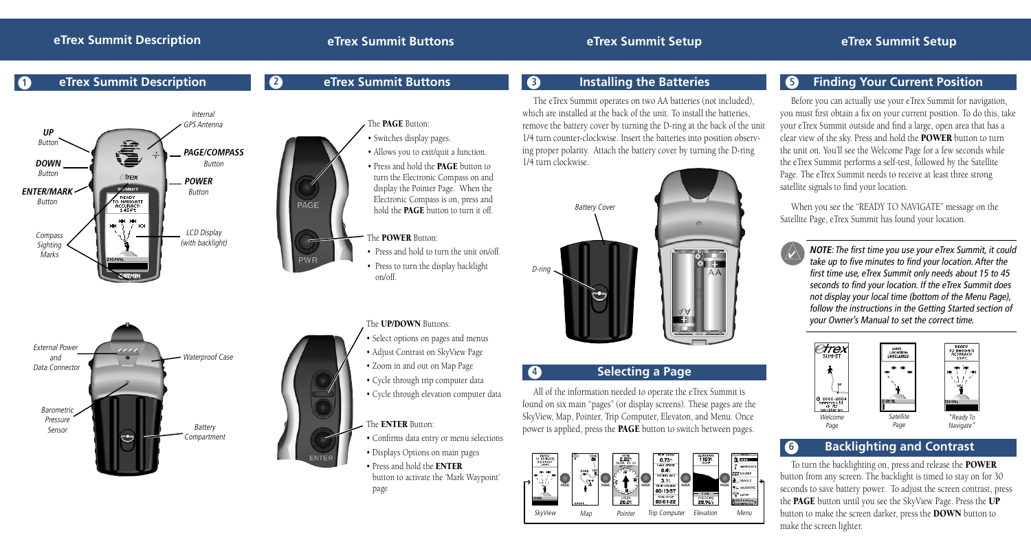## 1 eTrex Summit Description

UP Button

DOWN Button

ENTER/MARK Button

Compass Sighting Marks

Internal GPS Antenna

PAGE/COMPASS Button

POWER Button

LCD Display (with backlight)

External Power and Data Connector

Barometric Pressure Sensor

Waterproof Case

Battery Compartment

## 2 eTrex Summit Buttons

The **PAGE** Button:

- Switches display pages.
- Allows you to exit/quit a function.
- Press and hold the **PAGE** button to turn the Electronic Compass on and display the Pointer Page. When the Electronic Compass is on, press and hold the **PAGE** button to turn it off.

The **POWER** Button:

- Press and hold to turn the unit on/off.
- Press to turn the display backlight on/off.

The **UP/DOWN** Buttons:

- Select options on pages and menus
- Adjust Contrast on SkyView Page
- Zoom in and out on Map Page
- Cycle through trip computer data
- Cycle through elevation computer data

The **ENTER** Button:

- Confirms data entry or menu selections
- Displays Options on main pages
- Press and hold the **ENTER** button to activate the 'Mark Waypoint' page

## 3 Installing the Batteries

The eTrex Summit operates on two AA batteries (not included), which are installed at the back of the unit. To install the batteries, remove the battery cover by turning the D-ring at the back of the unit 1/4 turn counter-clockwise. Insert the batteries into position observing proper polarity. Attach the battery cover by turning the D-ring 1/4 turn clockwise.

Battery Cover

D-ring

## 4 Selecting a Page

All of the information needed to operate the eTrex Summit is found on six main "pages" (or display screens). These pages are the SkyView, Map, Pointer, Trip Computer, Elevaton, and Menu. Once power is applied, press the **PAGE** button to switch between pages.

SkyView | Map | Pointer | Trip Computer | Elevation | Menu

## 5 Finding Your Current Position

Before you can actually use your eTrex Summit for navigation, you must first obtain a fix on your current position. To do this, take your eTrex Summit outside and find a large, open area that has a clear view of the sky. Press and hold the **POWER** button to turn the unit on. You'll see the Welcome Page for a few seconds while the eTrex Summit performs a self-test, followed by the Satellite Page. The eTrex Summit needs to receive at least three strong satellite signals to find your location.

When you see the "READY TO NAVIGATE" message on the Satellite Page, eTrex Summit has found your location.

***NOTE**: The first time you use your eTrex Summit, it could take up to five minutes to find your location. After the first time use, eTrex Summit only needs about 15 to 45 seconds to find your location. If the eTrex Summit does not display your local time (bottom of the Menu Page), follow the instructions in the Getting Started section of your Owner's Manual to set the correct time.*

Welcome Page | Satellite Page | "Ready To Navigate"

## 6 Backlighting and Contrast

To turn the backlighting on, press and release the **POWER** button from any screen. The backlight is timed to stay on for 30 seconds to save battery power. To adjust the screen contrast, press the **PAGE** button until you see the SkyView Page. Press the **UP** button to make the screen darker, press the **DOWN** button to make the screen lighter.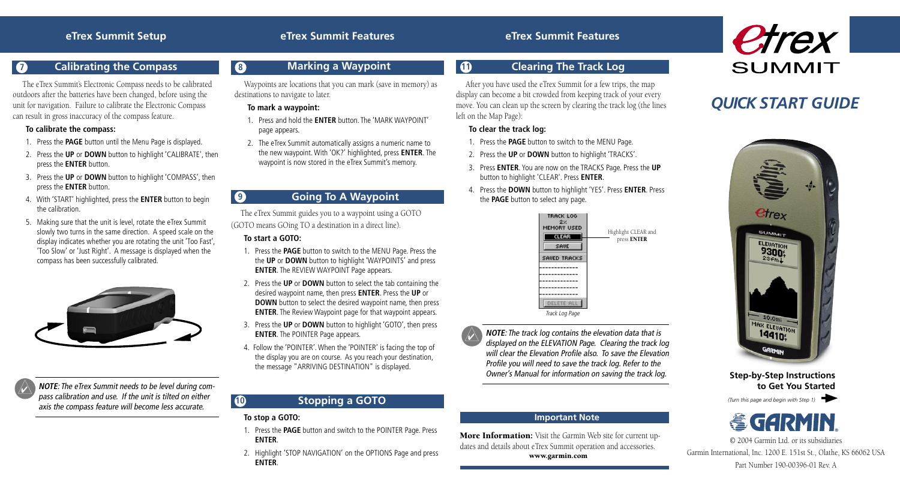## eTrex Summit Setup

### 7 Calibrating the Compass

The eTrex Summit's Electronic Compass needs to be calibrated outdoors after the batteries have been changed, before using the unit for navigation. Failure to calibrate the Electronic Compass can result in gross inaccuracy of the compass feature.

**To calibrate the compass:**

1. Press the **PAGE** button until the Menu Page is displayed.
2. Press the **UP** or **DOWN** button to highlight 'CALIBRATE', then press the **ENTER** button.
3. Press the **UP** or **DOWN** button to highlight 'COMPASS', then press the **ENTER** button.
4. With 'START' highlighted, press the **ENTER** button to begin the calibration.
5. Making sure that the unit is level, rotate the eTrex Summit slowly two turns in the same direction. A speed scale on the display indicates whether you are rotating the unit 'Too Fast', 'Too Slow' or 'Just Right'. A message is displayed when the compass has been successfully calibrated.

***NOTE**: The eTrex Summit needs to be level during compass calibration and use. If the unit is tilted on either axis the compass feature will become less accurate.*

## eTrex Summit Features

### 8 Marking a Waypoint

Waypoints are locations that you can mark (save in memory) as destinations to navigate to later.

**To mark a waypoint:**

1. Press and hold the **ENTER** button. The 'MARK WAYPOINT' page appears.
2. The eTrex Summit automatically assigns a numeric name to the new waypoint. With 'OK?' highlighted, press **ENTER**. The waypoint is now stored in the eTrex Summit's memory.

### 9 Going To A Waypoint

The eTrex Summit guides you to a waypoint using a GOTO (GOTO means GOing TO a destination in a direct line).

**To start a GOTO:**

1. Press the **PAGE** button to switch to the MENU Page. Press the the **UP** or **DOWN** button to highlight 'WAYPOINTS' and press **ENTER**. The REVIEW WAYPOINT Page appears.
2. Press the **UP** or **DOWN** button to select the tab containing the desired waypoint name, then press **ENTER**. Press the **UP** or **DOWN** button to select the desired waypoint name, then press **ENTER**. The Review Waypoint page for that waypoint appears.
3. Press the **UP** or **DOWN** button to highlight 'GOTO', then press **ENTER**. The POINTER Page appears.
4. Follow the 'POINTER'. When the 'POINTER' is facing the top of the display you are on course. As you reach your destination, the message "ARRIVING DESTINATION" is displayed.

### 10 Stopping a GOTO

**To stop a GOTO:**

1. Press the **PAGE** button and switch to the POINTER Page. Press **ENTER**.
2. Highlight 'STOP NAVIGATION' on the OPTIONS Page and press **ENTER**.

## eTrex Summit Features

### 11 Clearing The Track Log

After you have used the eTrex Summit for a few trips, the map display can become a bit crowded from keeping track of your every move. You can clean up the screen by clearing the track log (the lines left on the Map Page):

**To clear the track log:**

1. Press the **PAGE** button to switch to the MENU Page.
2. Press the **UP** or **DOWN** button to highlight 'TRACKS'.
3. Press **ENTER**. You are now on the TRACKS Page. Press the **UP** button to highlight 'CLEAR'. Press **ENTER**.
4. Press the **DOWN** button to highlight 'YES'. Press **ENTER**. Press the **PAGE** button to select any page.

TRACK LOG
2%
MEMORY USED
CLEAR
SAVE
SAVED TRACKS
DELETE ALL

Highlight CLEAR and press **ENTER**

*Track Log Page*

***NOTE**: The track log contains the elevation data that is displayed on the ELEVATION Page. Clearing the track log will clear the Elevation Profile also. To save the Elevation Profile you will need to save the track log. Refer to the Owner's Manual for information on saving the track log.*

#### Important Note

**More Information:** Visit the Garmin Web site for current updates and details about eTrex Summit operation and accessories.
**www.garmin.com**

# eTrex SUMMIT

# *QUICK START GUIDE*

**Step-by-Step Instructions to Get You Started**

*(Turn this page and begin with Step 1)*

GARMIN

© 2004 Garmin Ltd. or its subsidiaries
Garmin International, Inc. 1200 E. 151st St., Olathe, KS 66062 USA
Part Number 190-00396-01 Rev. A